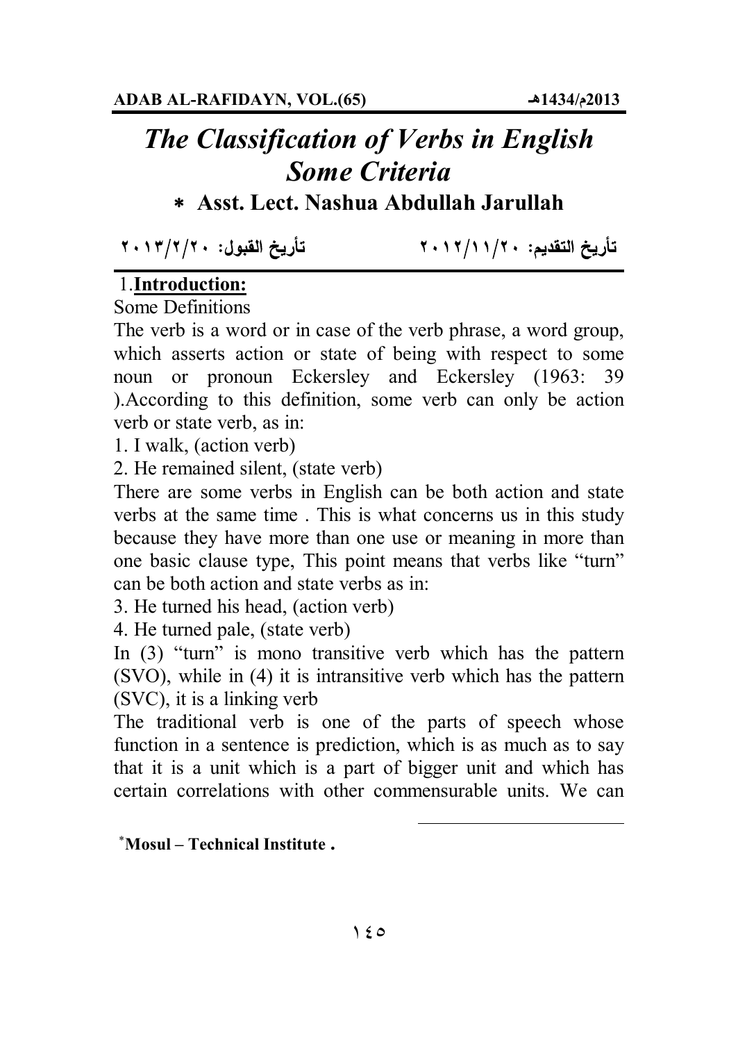# *The Classification of Verbs in English Some Criteria*

**∗ Asst. Lect. Nashua Abdullah Jarullah**

**تأريخ التقديم: ٢٠١٢/١١/٢٠                    تأريخ القبول: ٢٠١٣/٢/٢٠**

## 1.**Introduction:**

Some Definitions

The verb is a word or in case of the verb phrase, a word group, which asserts action or state of being with respect to some noun or pronoun Eckersley and Eckersley (1963: 39 ).According to this definition, some verb can only be action verb or state verb, as in:

1. I walk, (action verb)
2. He remained silent, (state verb)

There are some verbs in English can be both action and state verbs at the same time . This is what concerns us in this study because they have more than one use or meaning in more than one basic clause type, This point means that verbs like "turn" can be both action and state verbs as in:

3. He turned his head, (action verb)
4. He turned pale, (state verb)

In (3) "turn" is mono transitive verb which has the pattern (SVO), while in (4) it is intransitive verb which has the pattern (SVC), it is a linking verb

The traditional verb is one of the parts of speech whose function in a sentence is prediction, which is as much as to say that it is a unit which is a part of bigger unit and which has certain correlations with other commensurable units. We can

---

∗**Mosul – Technical Institute .**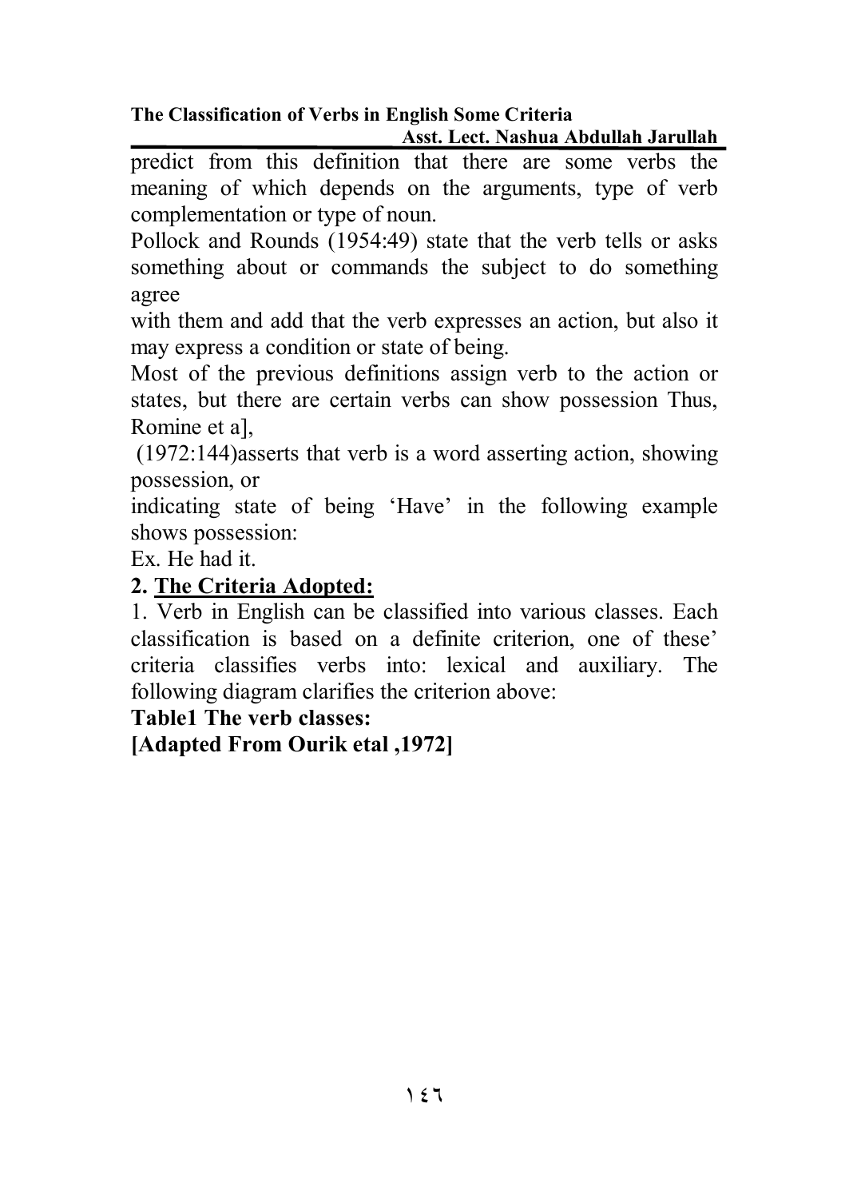predict from this definition that there are some verbs the meaning of which depends on the arguments, type of verb complementation or type of noun.

Pollock and Rounds (1954:49) state that the verb tells or asks something about or commands the subject to do something agree
with them and add that the verb expresses an action, but also it may express a condition or state of being.

Most of the previous definitions assign verb to the action or states, but there are certain verbs can show possession Thus, Romine et a],
(1972:144)asserts that verb is a word asserting action, showing possession, or
indicating state of being 'Have' in the following example shows possession:

Ex. He had it.

## 2. <u>The Criteria Adopted:</u>

1. Verb in English can be classified into various classes. Each classification is based on a definite criterion, one of these' criteria classifies verbs into: lexical and auxiliary. The following diagram clarifies the criterion above:

**Table1 The verb classes:**

**[Adapted From Ourik etal ,1972]**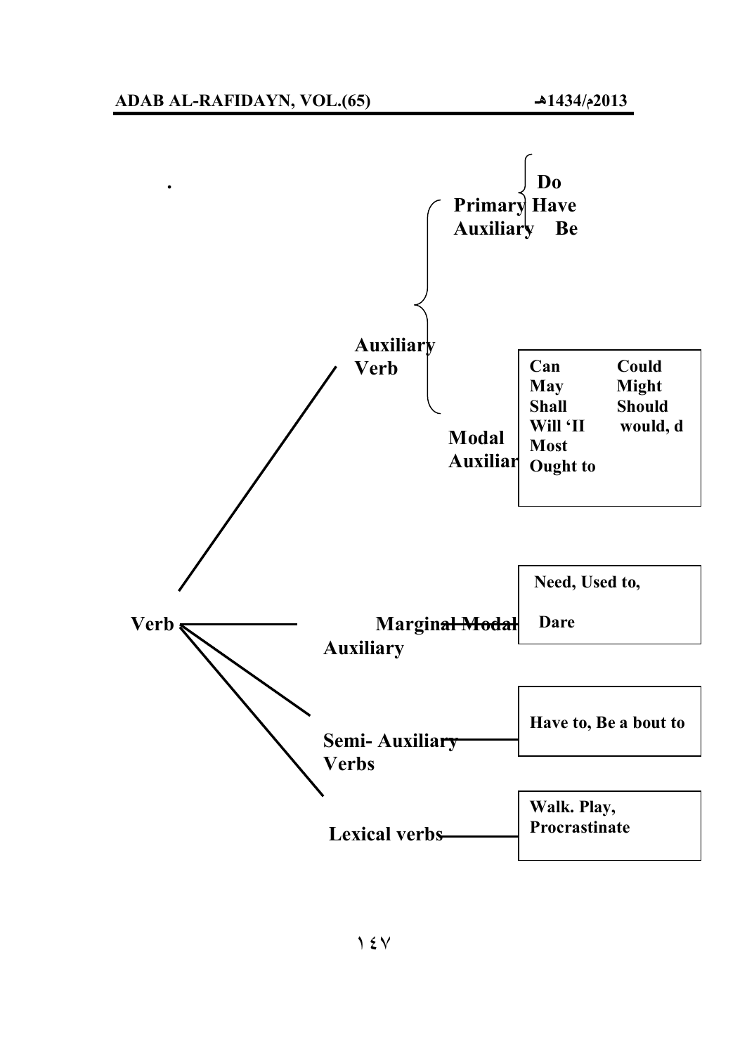.

- **Verb**
  - **Auxiliary Verb**
    - **Primary Auxiliary**
      - **Do**
      - **Have**
      - **Be**
    - **Modal Auxiliary**

      | | |
      |---|---|
      | **Can** | **Could** |
      | **May** | **Might** |
      | **Shall** | **Should** |
      | **Will 'II** | **would, d** |
      | **Most** | |
      | **Ought to** | |

  - **Marginal Modal Auxiliary** — **Need, Used to, Dare**
  - **Semi- Auxiliary Verbs** — **Have to, Be a bout to**
  - **Lexical verbs** — **Walk. Play, Procrastinate**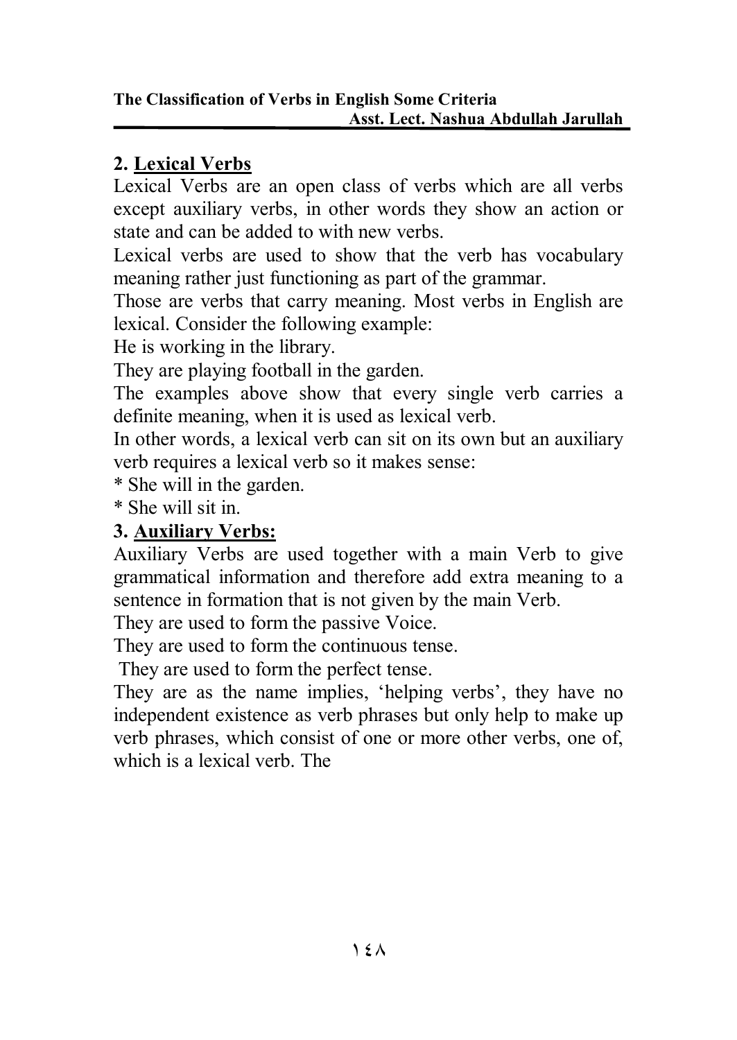## 2. Lexical Verbs

Lexical Verbs are an open class of verbs which are all verbs except auxiliary verbs, in other words they show an action or state and can be added to with new verbs.

Lexical verbs are used to show that the verb has vocabulary meaning rather just functioning as part of the grammar.

Those are verbs that carry meaning. Most verbs in English are lexical. Consider the following example:

He is working in the library.

They are playing football in the garden.

The examples above show that every single verb carries a definite meaning, when it is used as lexical verb.

In other words, a lexical verb can sit on its own but an auxiliary verb requires a lexical verb so it makes sense:

* She will in the garden.

* She will sit in.

## 3. Auxiliary Verbs:

Auxiliary Verbs are used together with a main Verb to give grammatical information and therefore add extra meaning to a sentence in formation that is not given by the main Verb.

They are used to form the passive Voice.

They are used to form the continuous tense.

They are used to form the perfect tense.

They are as the name implies, 'helping verbs', they have no independent existence as verb phrases but only help to make up verb phrases, which consist of one or more other verbs, one of, which is a lexical verb. The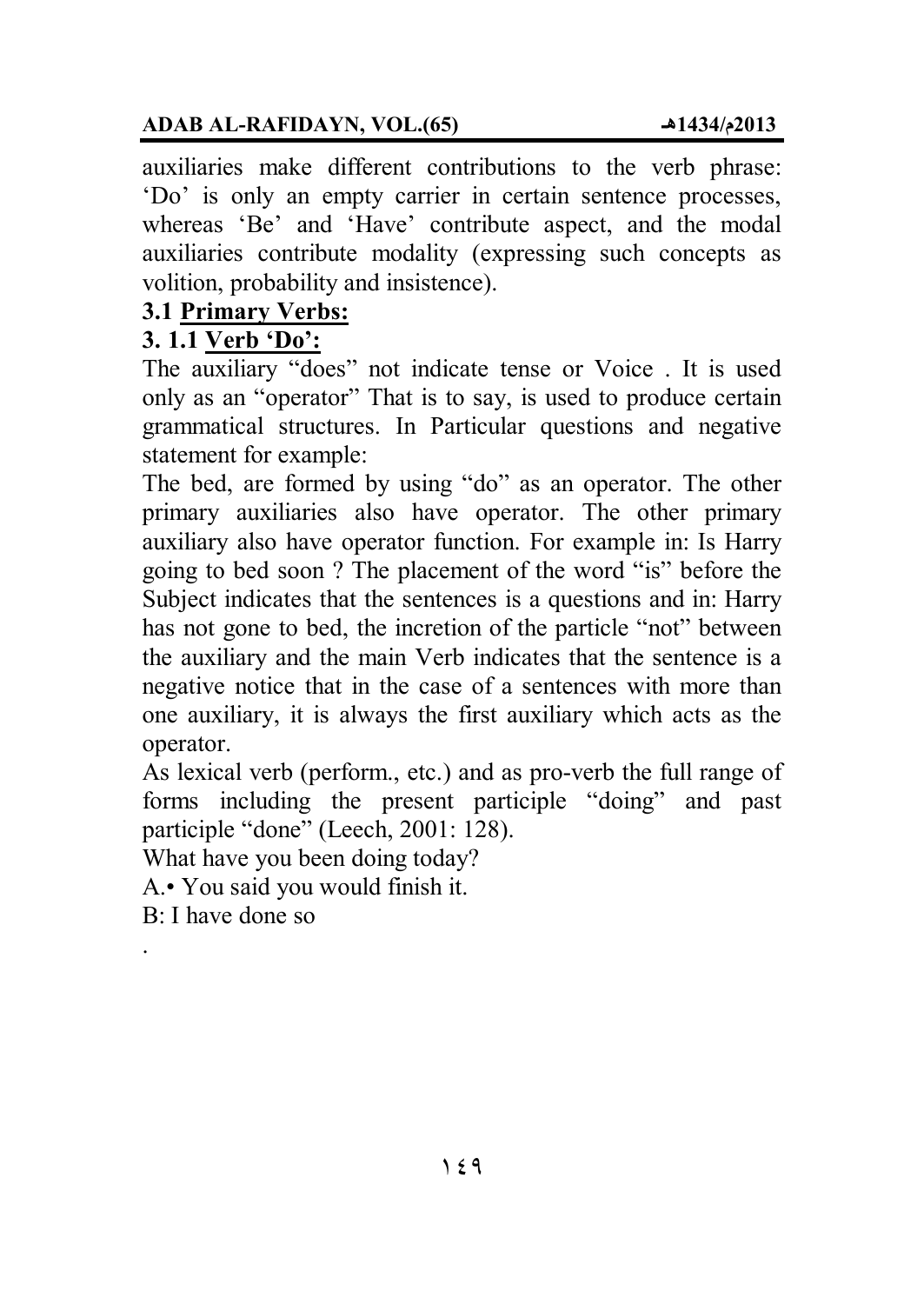auxiliaries make different contributions to the verb phrase: 'Do' is only an empty carrier in certain sentence processes, whereas 'Be' and 'Have' contribute aspect, and the modal auxiliaries contribute modality (expressing such concepts as volition, probability and insistence).

### 3.1 Primary Verbs:

#### 3. 1.1 Verb 'Do':

The auxiliary "does" not indicate tense or Voice . It is used only as an "operator" That is to say, is used to produce certain grammatical structures. In Particular questions and negative statement for example:

The bed, are formed by using "do" as an operator. The other primary auxiliaries also have operator. The other primary auxiliary also have operator function. For example in: Is Harry going to bed soon ? The placement of the word "is" before the Subject indicates that the sentences is a questions and in: Harry has not gone to bed, the incretion of the particle "not" between the auxiliary and the main Verb indicates that the sentence is a negative notice that in the case of a sentences with more than one auxiliary, it is always the first auxiliary which acts as the operator.

As lexical verb (perform., etc.) and as pro-verb the full range of forms including the present participle "doing" and past participle "done" (Leech, 2001: 128).

What have you been doing today?

A.• You said you would finish it.

B: I have done so

.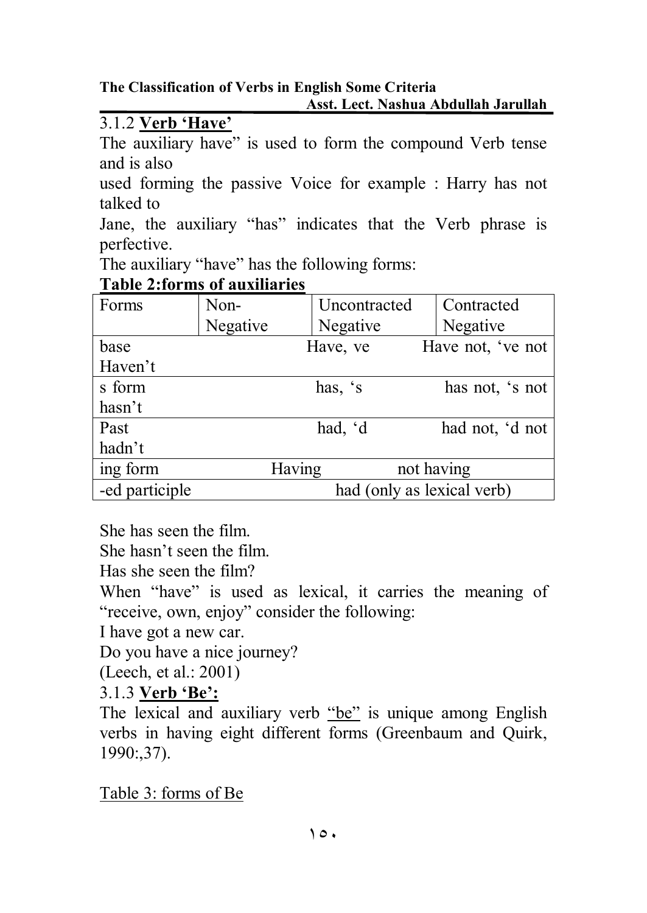### 3.1.2 **Verb 'Have'**

The auxiliary have" is used to form the compound Verb tense and is also
used forming the passive Voice for example : Harry has not talked to
Jane, the auxiliary "has" indicates that the Verb phrase is perfective.

The auxiliary "have" has the following forms:

**Table 2:forms of auxiliaries**

| Forms | Non-Negative | Uncontracted Negative | Contracted Negative |
|---|---|---|---|
| base | Have, ve | Have not, 've not | Haven't |
| s form | has, 's | has not, 's not | hasn't |
| Past | had, 'd | had not, 'd not | hadn't |
| ing form | Having | not having | |
| -ed participle | had (only as lexical verb) | | |

She has seen the film.
She hasn't seen the film.
Has she seen the film?

When "have" is used as lexical, it carries the meaning of "receive, own, enjoy" consider the following:

I have got a new car.
Do you have a nice journey?
(Leech, et al.: 2001)

### 3.1.3 **Verb 'Be':**

The lexical and auxiliary verb "be" is unique among English verbs in having eight different forms (Greenbaum and Quirk, 1990:,37).

Table 3: forms of Be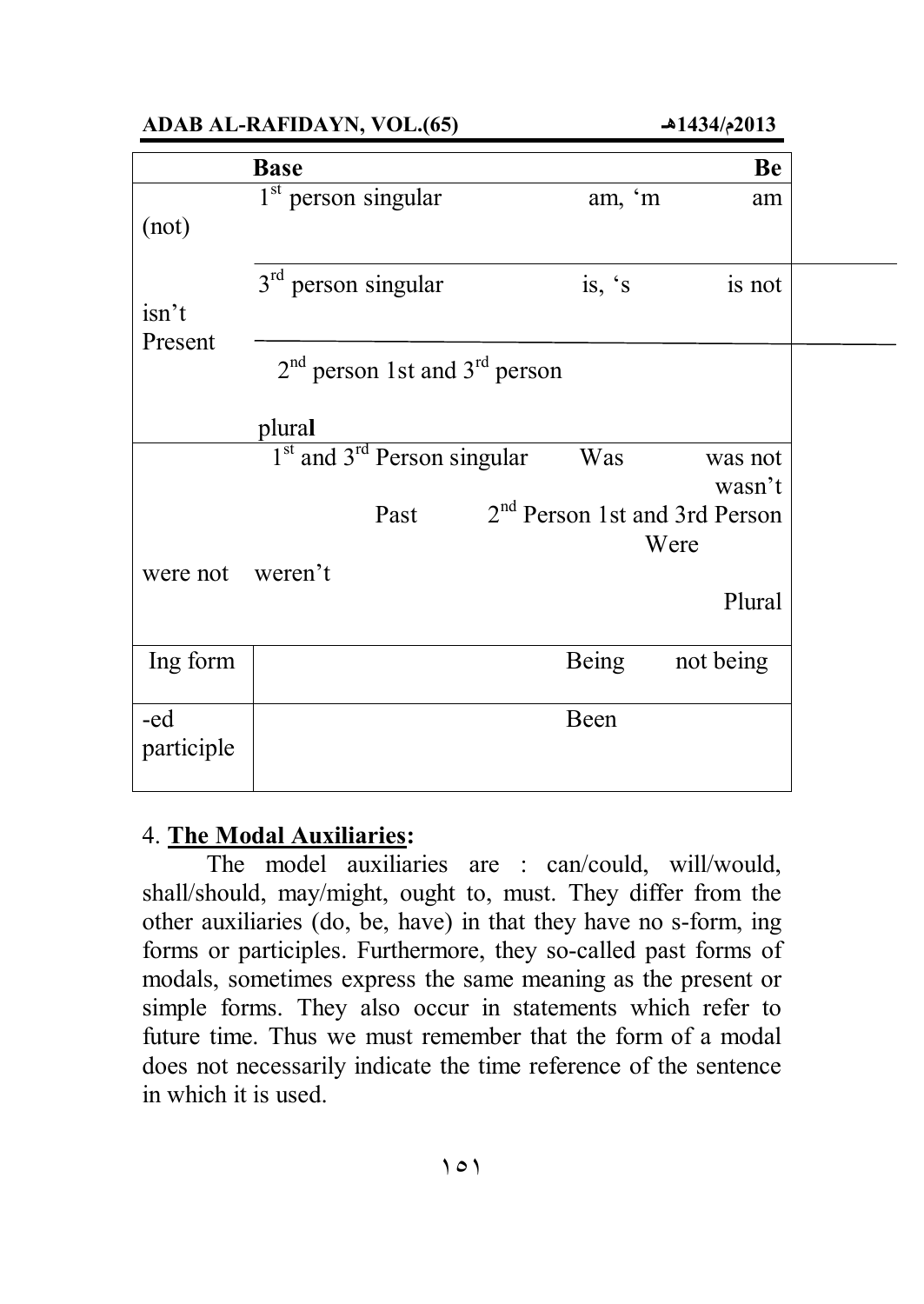| | Base | | Be |
|---|---|---|---|
| (not) | 1st person singular | am, 'm | am |
| isn't<br>Present | 3rd person singular | is, 's | is not |
| | 2nd person 1st and 3rd person<br><br>plural | | |
| | 1st and 3rd Person singular | Was | was not<br>wasn't |
| were not | weren't Past | 2nd Person 1st and 3rd Person<br>Were | Plural |
| Ing form | | Being | not being |
| -ed participle | | Been | |

4. **The Modal Auxiliaries:**

The model auxiliaries are : can/could, will/would, shall/should, may/might, ought to, must. They differ from the other auxiliaries (do, be, have) in that they have no s-form, ing forms or participles. Furthermore, they so-called past forms of modals, sometimes express the same meaning as the present or simple forms. They also occur in statements which refer to future time. Thus we must remember that the form of a modal does not necessarily indicate the time reference of the sentence in which it is used.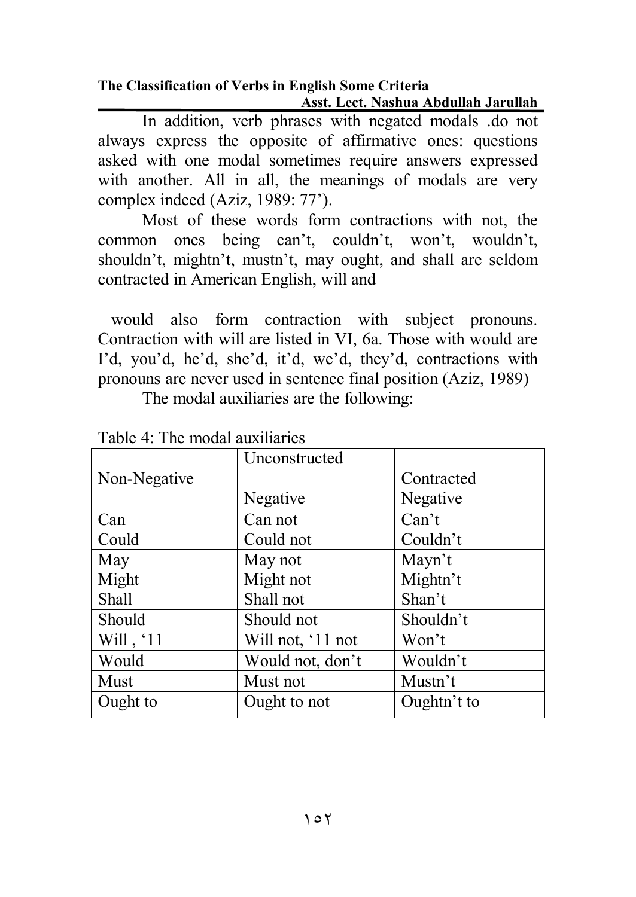In addition, verb phrases with negated modals .do not always express the opposite of affirmative ones: questions asked with one modal sometimes require answers expressed with another. All in all, the meanings of modals are very complex indeed (Aziz, 1989: 77').

Most of these words form contractions with not, the common ones being can't, couldn't, won't, wouldn't, shouldn't, mightn't, mustn't, may ought, and shall are seldom contracted in American English, will and

would also form contraction with subject pronouns. Contraction with will are listed in VI, 6a. Those with would are I'd, you'd, he'd, she'd, it'd, we'd, they'd, contractions with pronouns are never used in sentence final position (Aziz, 1989)

The modal auxiliaries are the following:

Table 4: The modal auxiliaries

| Non-Negative | Unconstructed Negative | Contracted Negative |
|---|---|---|
| Can<br>Could | Can not<br>Could not | Can't<br>Couldn't |
| May<br>Might<br>Shall | May not<br>Might not<br>Shall not | Mayn't<br>Mightn't<br>Shan't |
| Should | Should not | Shouldn't |
| Will , '11 | Will not, '11 not | Won't |
| Would | Would not, don't | Wouldn't |
| Must | Must not | Mustn't |
| Ought to | Ought to not | Oughtn't to |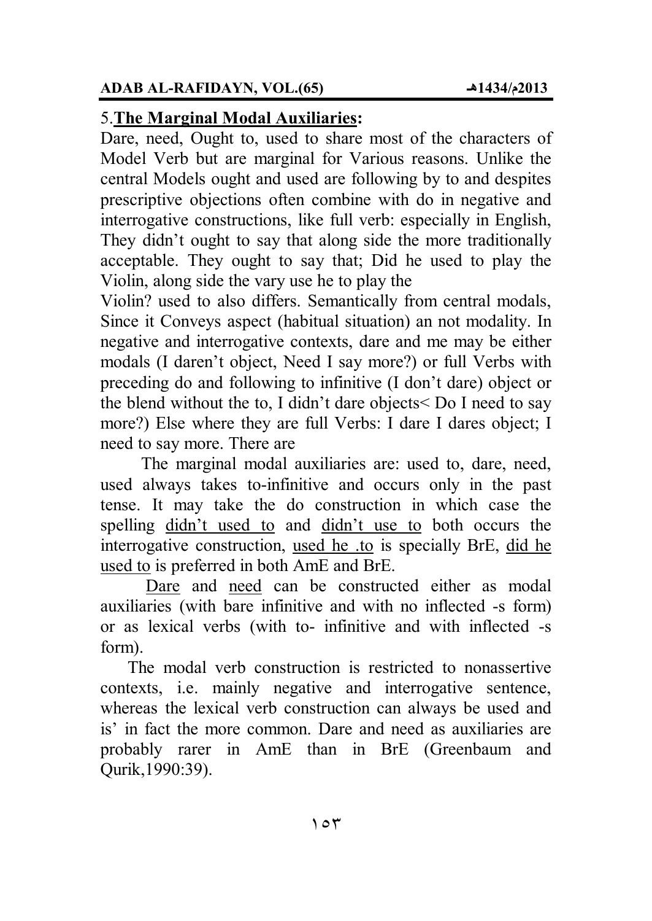## 5. **The Marginal Modal Auxiliaries:**

Dare, need, Ought to, used to share most of the characters of Model Verb but are marginal for Various reasons. Unlike the central Models ought and used are following by to and despites prescriptive objections often combine with do in negative and interrogative constructions, like full verb: especially in English, They didn't ought to say that along side the more traditionally acceptable. They ought to say that; Did he used to play the Violin, along side the vary use he to play the Violin? used to also differs. Semantically from central modals, Since it Conveys aspect (habitual situation) an not modality. In negative and interrogative contexts, dare and me may be either modals (I daren't object, Need I say more?) or full Verbs with preceding do and following to infinitive (I don't dare) object or the blend without the to, I didn't dare objects< Do I need to say more?) Else where they are full Verbs: I dare I dares object; I need to say more. There are

The marginal modal auxiliaries are: used to, dare, need, used always takes to-infinitive and occurs only in the past tense. It may take the do construction in which case the spelling <u>didn't used to</u> and <u>didn't use to</u> both occurs the interrogative construction, <u>used he .to</u> is specially BrE, <u>did he used to</u> is preferred in both AmE and BrE.

<u>Dare</u> and <u>need</u> can be constructed either as modal auxiliaries (with bare infinitive and with no inflected -s form) or as lexical verbs (with to- infinitive and with inflected -s form).

The modal verb construction is restricted to nonassertive contexts, i.e. mainly negative and interrogative sentence, whereas the lexical verb construction can always be used and is' in fact the more common. Dare and need as auxiliaries are probably rarer in AmE than in BrE (Greenbaum and Qurik,1990:39).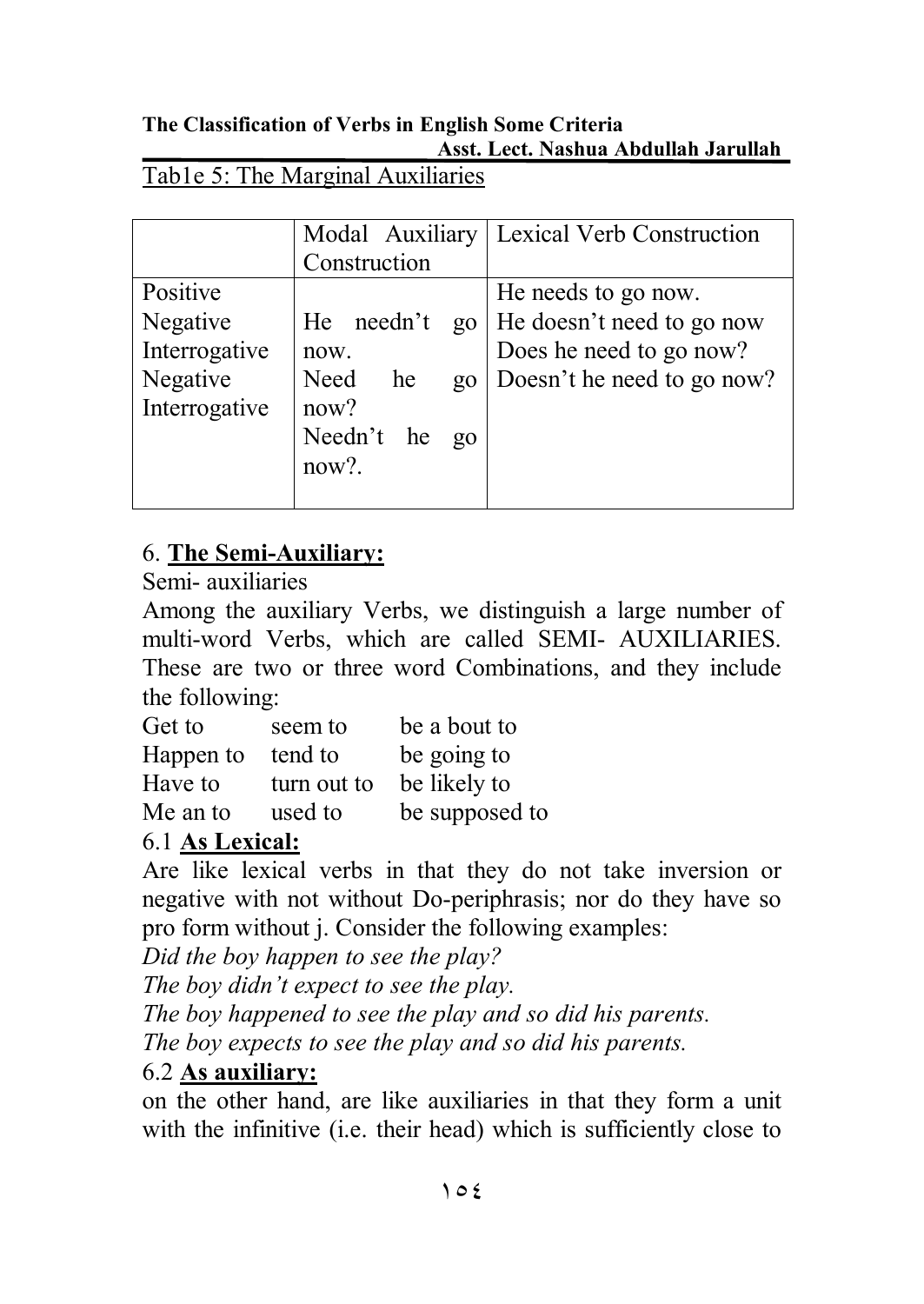Tab1e 5: The Marginal Auxiliaries

| | Modal Auxiliary Construction | Lexical Verb Construction |
|---|---|---|
| Positive | | He needs to go now. |
| Negative | He needn't go now. | He doesn't need to go now |
| Interrogative | Need he go now? | Does he need to go now? |
| Negative Interrogative | Needn't he go now?. | Doesn't he need to go now? |

## 6. **The Semi-Auxiliary:**

Semi- auxiliaries

Among the auxiliary Verbs, we distinguish a large number of multi-word Verbs, which are called SEMI- AUXILIARIES. These are two or three word Combinations, and they include the following:

| | | |
|---|---|---|
| Get to | seem to | be a bout to |
| Happen to | tend to | be going to |
| Have to | turn out to | be likely to |
| Me an to | used to | be supposed to |

### 6.1 **As Lexical:**

Are like lexical verbs in that they do not take inversion or negative with not without Do-periphrasis; nor do they have so pro form without j. Consider the following examples:

*Did the boy happen to see the play?*

*The boy didn't expect to see the play.*

*The boy happened to see the play and so did his parents.*

*The boy expects to see the play and so did his parents.*

### 6.2 **As auxiliary:**

on the other hand, are like auxiliaries in that they form a unit with the infinitive (i.e. their head) which is sufficiently close to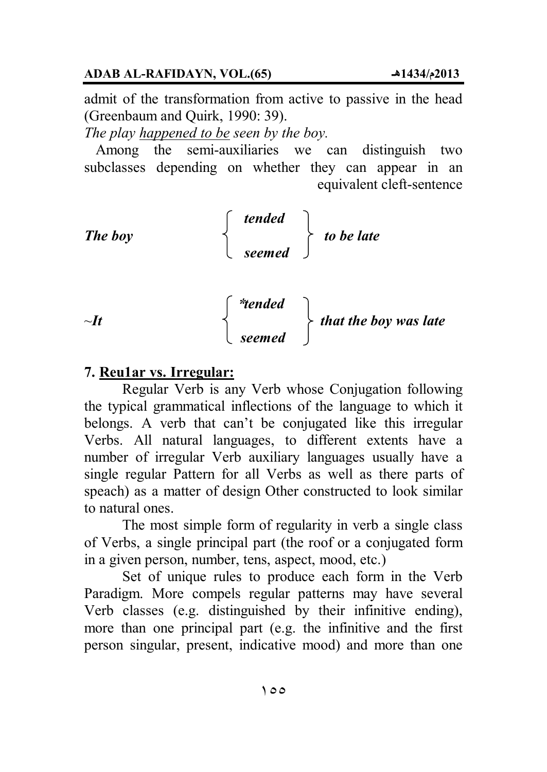admit of the transformation from active to passive in the head (Greenbaum and Quirk, 1990: 39).

*The play <u>happened to be</u> seen by the boy.*

Among the semi-auxiliaries we can distinguish two subclasses depending on whether they can appear in an equivalent cleft-sentence

***The boy*** { ***tended*** / ***seemed*** } ***to be late***

~***It*** { ***\*tended*** / ***seemed*** } ***that the boy was late***

**7. <u>Reu1ar vs. Irregular:</u>**

Regular Verb is any Verb whose Conjugation following the typical grammatical inflections of the language to which it belongs. A verb that can't be conjugated like this irregular Verbs. All natural languages, to different extents have a number of irregular Verb auxiliary languages usually have a single regular Pattern for all Verbs as well as there parts of speach) as a matter of design Other constructed to look similar to natural ones.

The most simple form of regularity in verb a single class of Verbs, a single principal part (the roof or a conjugated form in a given person, number, tens, aspect, mood, etc.)

Set of unique rules to produce each form in the Verb Paradigm. More compels regular patterns may have several Verb classes (e.g. distinguished by their infinitive ending), more than one principal part (e.g. the infinitive and the first person singular, present, indicative mood) and more than one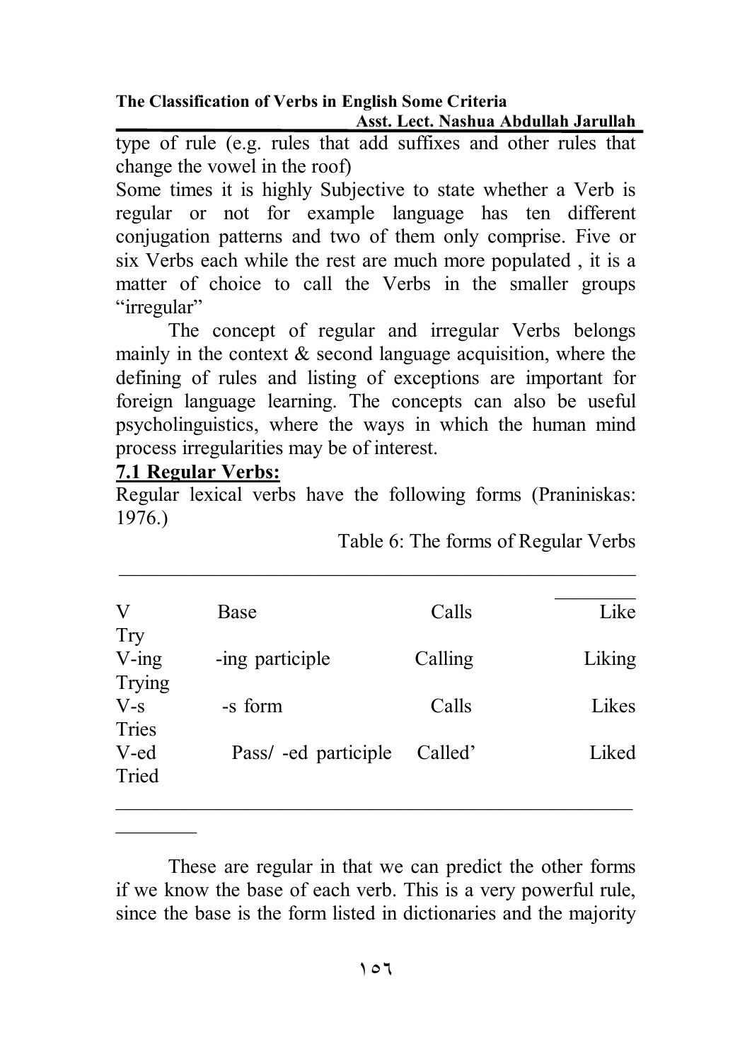type of rule (e.g. rules that add suffixes and other rules that change the vowel in the roof)

Some times it is highly Subjective to state whether a Verb is regular or not for example language has ten different conjugation patterns and two of them only comprise. Five or six Verbs each while the rest are much more populated , it is a matter of choice to call the Verbs in the smaller groups "irregular"

The concept of regular and irregular Verbs belongs mainly in the context & second language acquisition, where the defining of rules and listing of exceptions are important for foreign language learning. The concepts can also be useful psycholinguistics, where the ways in which the human mind process irregularities may be of interest.

## 7.1 Regular Verbs:

Regular lexical verbs have the following forms (Praniniskas: 1976.)

Table 6: The forms of Regular Verbs

| | | | | |
|---|---|---|---|---|
| V | Base | Calls | Like | Try |
| V-ing | -ing participle | Calling | Liking | Trying |
| V-s | -s form | Calls | Likes | Tries |
| V-ed | Pass/ -ed participle | Called' | Liked | Tried |

These are regular in that we can predict the other forms if we know the base of each verb. This is a very powerful rule, since the base is the form listed in dictionaries and the majority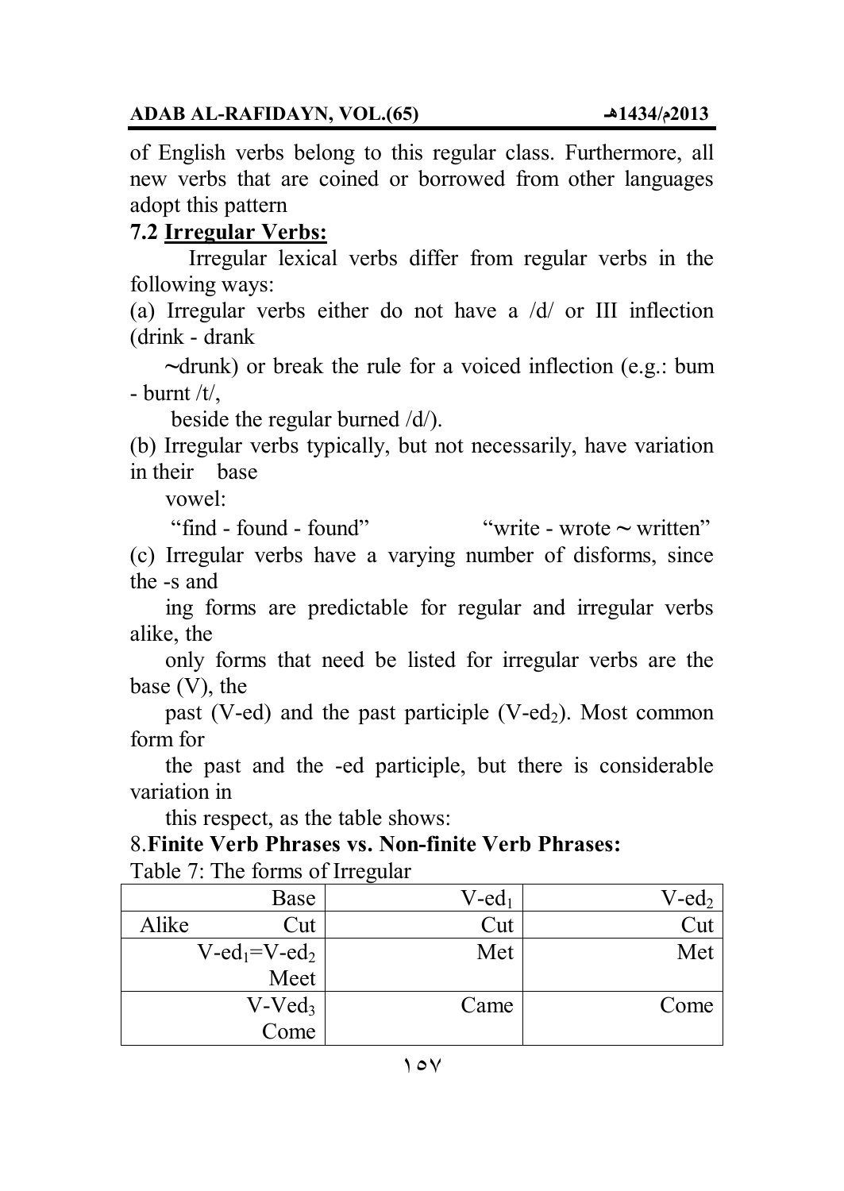of English verbs belong to this regular class. Furthermore, all new verbs that are coined or borrowed from other languages adopt this pattern

### 7.2 <u>Irregular Verbs:</u>

Irregular lexical verbs differ from regular verbs in the following ways:

(a) Irregular verbs either do not have a /d/ or III inflection (drink - drank ~drunk) or break the rule for a voiced inflection (e.g.: bum - burnt /t/, beside the regular burned /d/).

(b) Irregular verbs typically, but not necessarily, have variation in their base vowel:

"find - found - found" "write - wrote ~ written"

(c) Irregular verbs have a varying number of disforms, since the -s and ing forms are predictable for regular and irregular verbs alike, the only forms that need be listed for irregular verbs are the base (V), the past (V-ed) and the past participle (V-$ed_2$). Most common form for the past and the -ed participle, but there is considerable variation in this respect, as the table shows:

### 8. **Finite Verb Phrases vs. Non-finite Verb Phrases:**

Table 7: The forms of Irregular

| Base | V-$ed_1$ | V-$ed_2$ |
|---|---|---|
| Alike Cut | Cut | Cut |
| V-$ed_1$=V-$ed_2$ Meet | Met | Met |
| V-$Ved_3$ Come | Came | Come |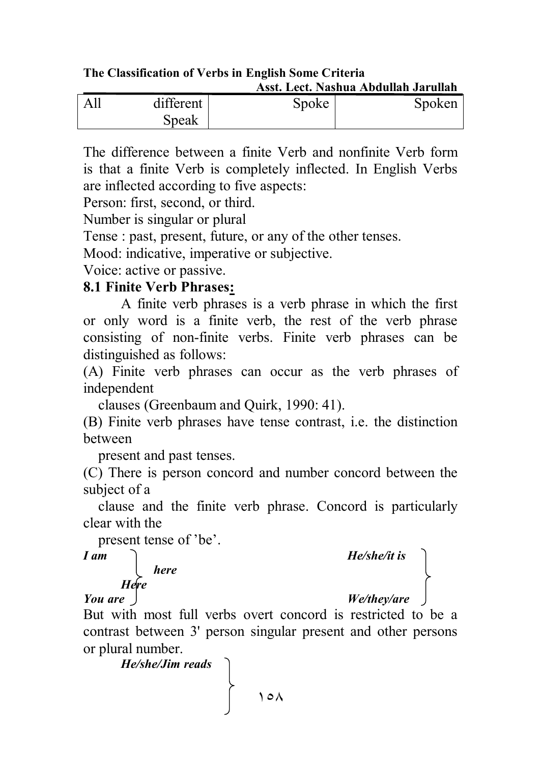| All different Speak | Spoke | Spoken |
|---|---|---|

The difference between a finite Verb and nonfinite Verb form is that a finite Verb is completely inflected. In English Verbs are inflected according to five aspects:

Person: first, second, or third.

Number is singular or plural

Tense : past, present, future, or any of the other tenses.

Mood: indicative, imperative or subjective.

Voice: active or passive.

### 8.1 Finite Verb Phrases:

A finite verb phrases is a verb phrase in which the first or only word is a finite verb, the rest of the verb phrase consisting of non-finite verbs. Finite verb phrases can be distinguished as follows:

(A) Finite verb phrases can occur as the verb phrases of independent clauses (Greenbaum and Quirk, 1990: 41).

(B) Finite verb phrases have tense contrast, i.e. the distinction between present and past tenses.

(C) There is person concord and number concord between the subject of a clause and the finite verb phrase. Concord is particularly clear with the present tense of 'be'.

*I am* } *here* — *He/she/it is* }
*Here*
*You are* } — *We/they/are* }

But with most full verbs overt concord is restricted to be a contrast between 3' person singular present and other persons or plural number.

*He/she/Jim reads* }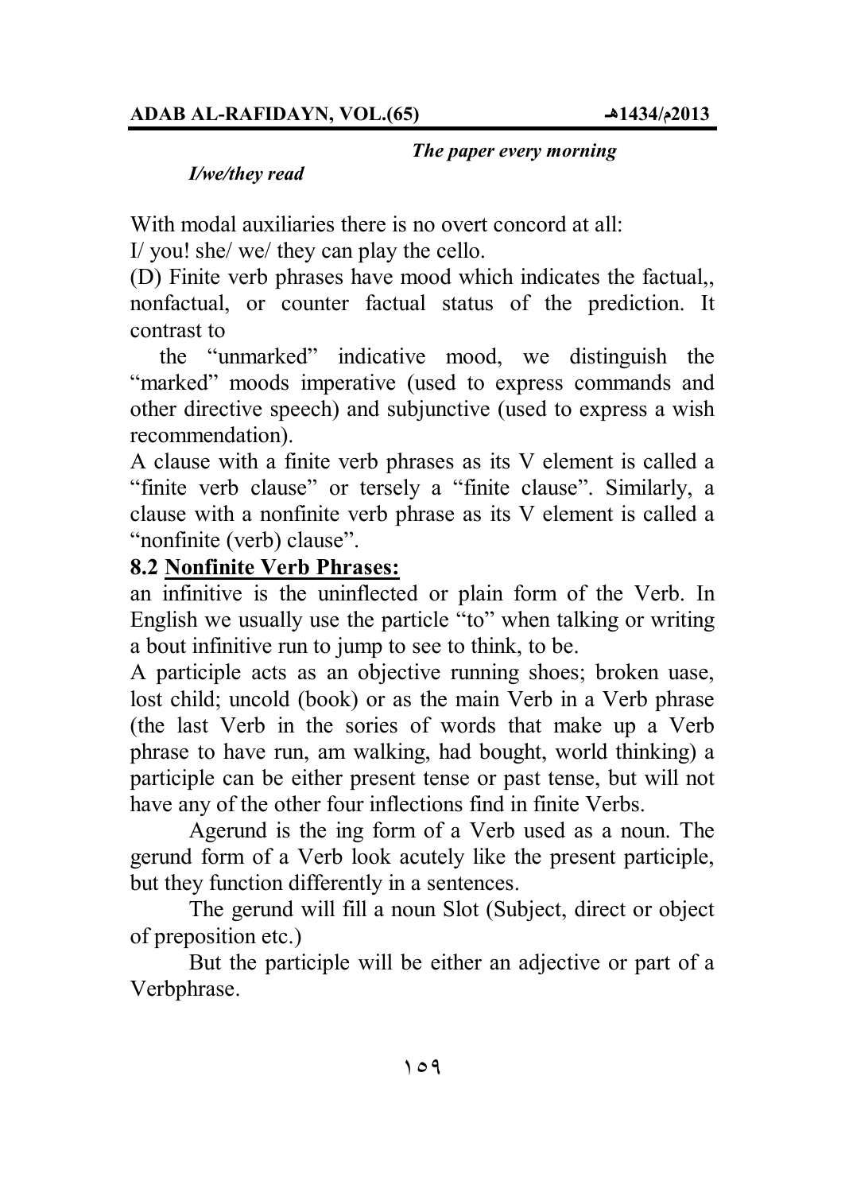*The paper every morning*

*I/we/they read*

With modal auxiliaries there is no overt concord at all:
I/ you! she/ we/ they can play the cello.

(D) Finite verb phrases have mood which indicates the factual,, nonfactual, or counter factual status of the prediction. It contrast to

the "unmarked" indicative mood, we distinguish the "marked" moods imperative (used to express commands and other directive speech) and subjunctive (used to express a wish recommendation).

A clause with a finite verb phrases as its V element is called a "finite verb clause" or tersely a "finite clause". Similarly, a clause with a nonfinite verb phrase as its V element is called a "nonfinite (verb) clause".

### 8.2 Nonfinite Verb Phrases:

an infinitive is the uninflected or plain form of the Verb. In English we usually use the particle "to" when talking or writing a bout infinitive run to jump to see to think, to be.

A participle acts as an objective running shoes; broken uase, lost child; uncold (book) or as the main Verb in a Verb phrase (the last Verb in the sories of words that make up a Verb phrase to have run, am walking, had bought, world thinking) a participle can be either present tense or past tense, but will not have any of the other four inflections find in finite Verbs.

Agerund is the ing form of a Verb used as a noun. The gerund form of a Verb look acutely like the present participle, but they function differently in a sentences.

The gerund will fill a noun Slot (Subject, direct or object of preposition etc.)

But the participle will be either an adjective or part of a Verbphrase.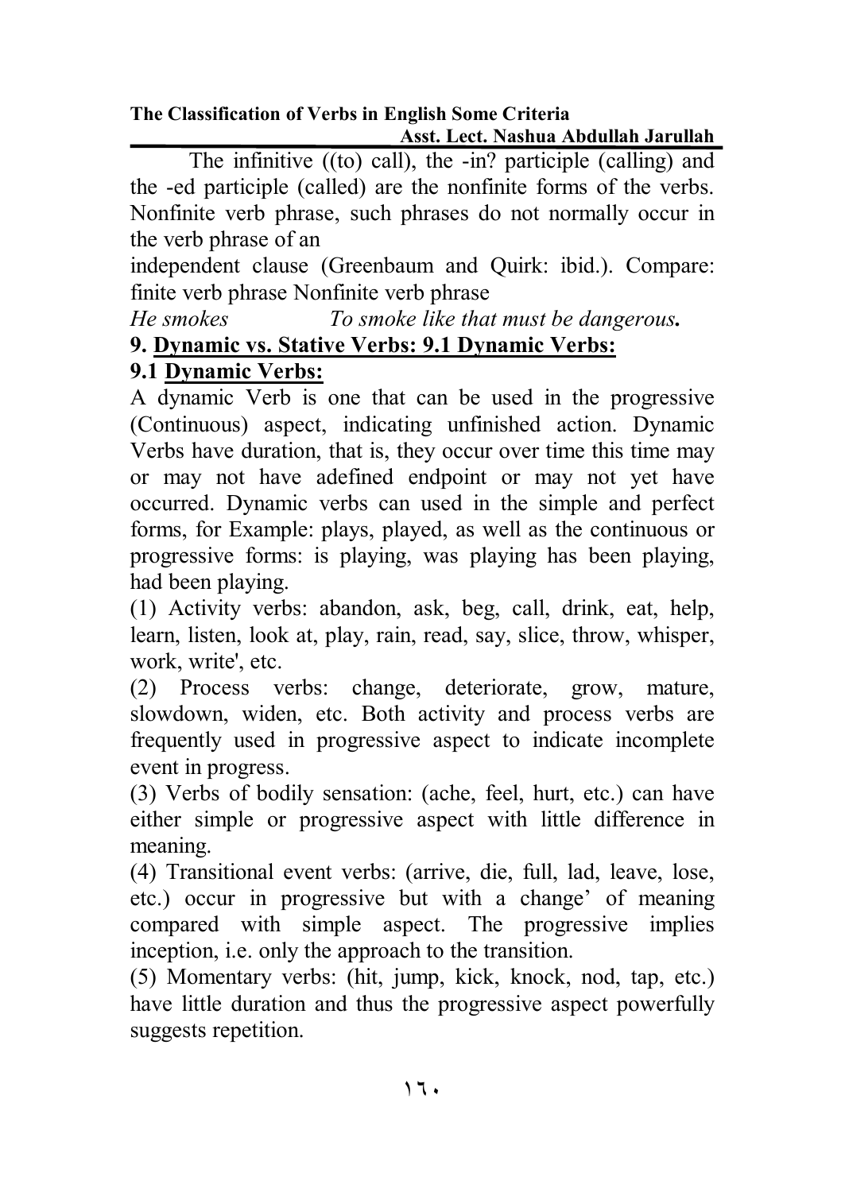The infinitive ((to) call), the -in? participle (calling) and the -ed participle (called) are the nonfinite forms of the verbs. Nonfinite verb phrase, such phrases do not normally occur in the verb phrase of an
independent clause (Greenbaum and Quirk: ibid.). Compare:
finite verb phrase Nonfinite verb phrase

*He smokes* *To smoke like that must be dangerous***.**

**9. Dynamic vs. Stative Verbs: 9.1 Dynamic Verbs:**

**9.1 Dynamic Verbs:**

A dynamic Verb is one that can be used in the progressive (Continuous) aspect, indicating unfinished action. Dynamic Verbs have duration, that is, they occur over time this time may or may not have adefined endpoint or may not yet have occurred. Dynamic verbs can used in the simple and perfect forms, for Example: plays, played, as well as the continuous or progressive forms: is playing, was playing has been playing, had been playing.

(1) Activity verbs: abandon, ask, beg, call, drink, eat, help, learn, listen, look at, play, rain, read, say, slice, throw, whisper, work, write', etc.

(2) Process verbs: change, deteriorate, grow, mature, slowdown, widen, etc. Both activity and process verbs are frequently used in progressive aspect to indicate incomplete event in progress.

(3) Verbs of bodily sensation: (ache, feel, hurt, etc.) can have either simple or progressive aspect with little difference in meaning.

(4) Transitional event verbs: (arrive, die, full, lad, leave, lose, etc.) occur in progressive but with a change' of meaning compared with simple aspect. The progressive implies inception, i.e. only the approach to the transition.

(5) Momentary verbs: (hit, jump, kick, knock, nod, tap, etc.) have little duration and thus the progressive aspect powerfully suggests repetition.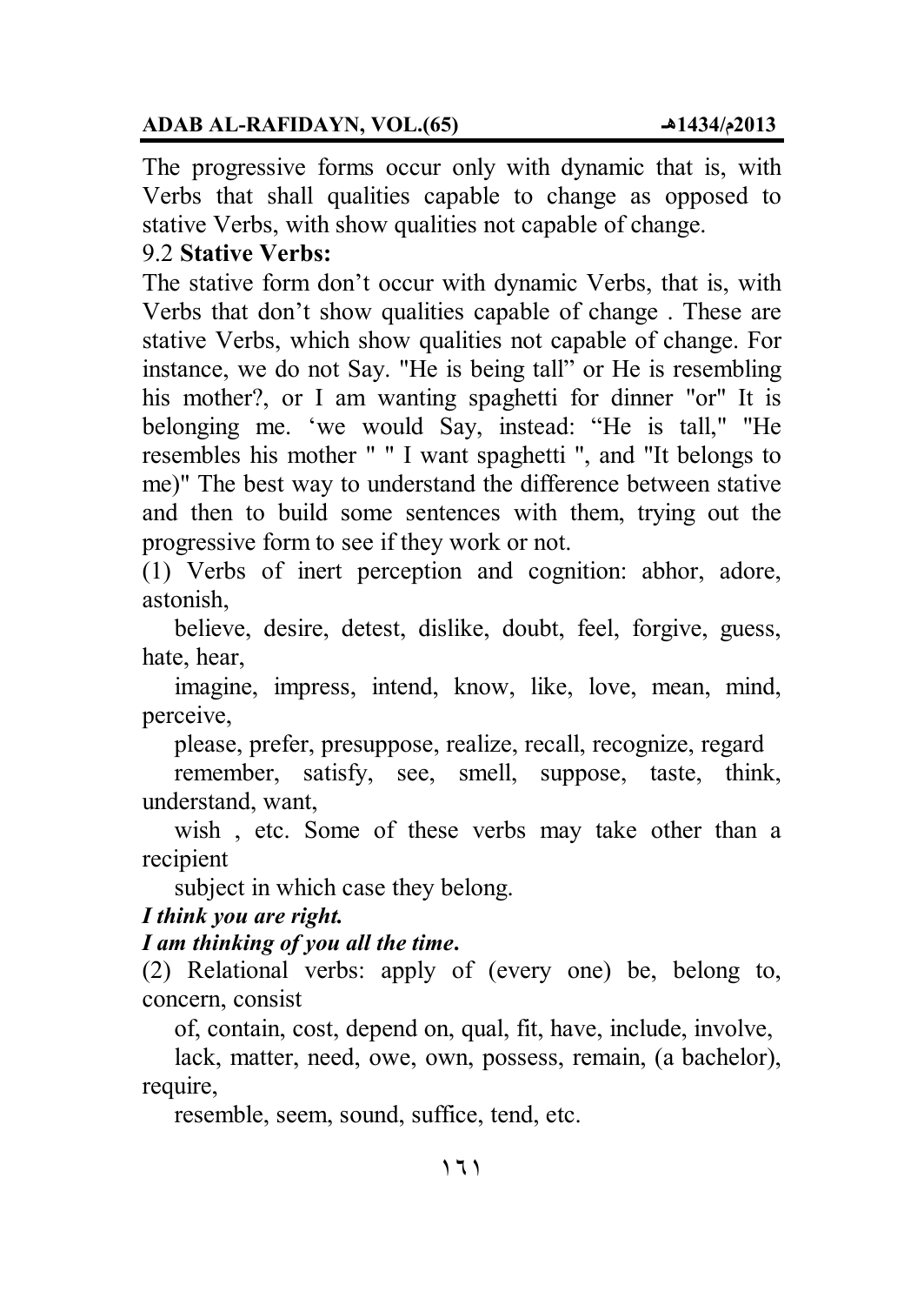The progressive forms occur only with dynamic that is, with Verbs that shall qualities capable to change as opposed to stative Verbs, with show qualities not capable of change.

### 9.2 **Stative Verbs:**

The stative form don't occur with dynamic Verbs, that is, with Verbs that don't show qualities capable of change . These are stative Verbs, which show qualities not capable of change. For instance, we do not Say. "He is being tall" or He is resembling his mother?, or I am wanting spaghetti for dinner "or" It is belonging me. 'we would Say, instead: "He is tall," "He resembles his mother " " I want spaghetti ", and "It belongs to me)" The best way to understand the difference between stative and then to build some sentences with them, trying out the progressive form to see if they work or not.

(1) Verbs of inert perception and cognition: abhor, adore, astonish,
believe, desire, detest, dislike, doubt, feel, forgive, guess, hate, hear,
imagine, impress, intend, know, like, love, mean, mind, perceive,
please, prefer, presuppose, realize, recall, recognize, regard
remember, satisfy, see, smell, suppose, taste, think, understand, want,
wish , etc. Some of these verbs may take other than a recipient
subject in which case they belong.

***I think you are right.***

***I am thinking of you all the time.***

(2) Relational verbs: apply of (every one) be, belong to, concern, consist
of, contain, cost, depend on, qual, fit, have, include, involve,
lack, matter, need, owe, own, possess, remain, (a bachelor), require,
resemble, seem, sound, suffice, tend, etc.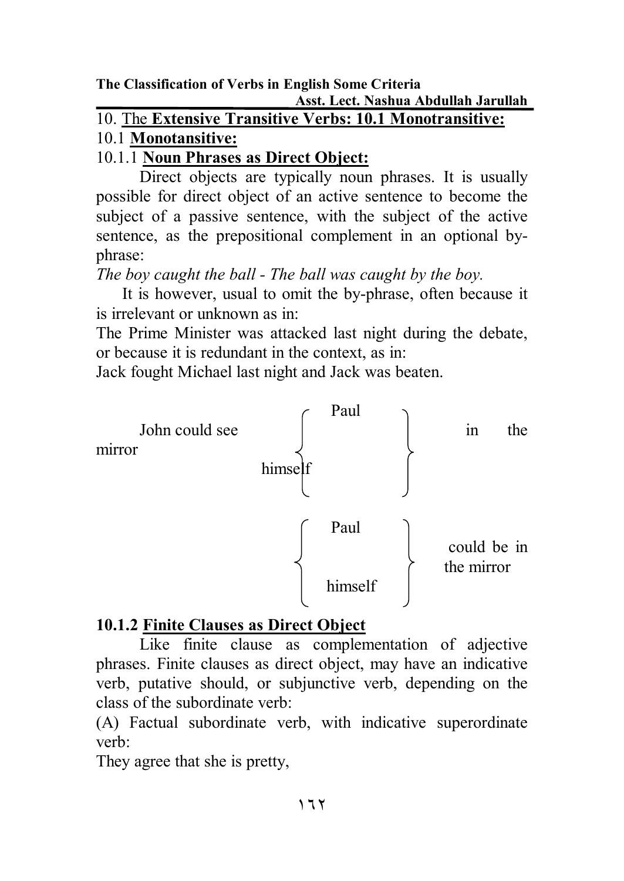## 10. The **Extensive Transitive Verbs: 10.1 Monotransitive:**

### 10.1 **Monotansitive:**

#### 10.1.1 **Noun Phrases as Direct Object:**

Direct objects are typically noun phrases. It is usually possible for direct object of an active sentence to become the subject of a passive sentence, with the subject of the active sentence, as the prepositional complement in an optional by-phrase:

*The boy caught the ball - The ball was caught by the boy.*

It is however, usual to omit the by-phrase, often because it is irrelevant or unknown as in:

The Prime Minister was attacked last night during the debate, or because it is redundant in the context, as in:

Jack fought Michael last night and Jack was beaten.

John could see { Paul / himself } in the mirror

{ Paul / himself } could be in the mirror

#### 10.1.2 **Finite Clauses as Direct Object**

Like finite clause as complementation of adjective phrases. Finite clauses as direct object, may have an indicative verb, putative should, or subjunctive verb, depending on the class of the subordinate verb:

(A) Factual subordinate verb, with indicative superordinate verb:

They agree that she is pretty,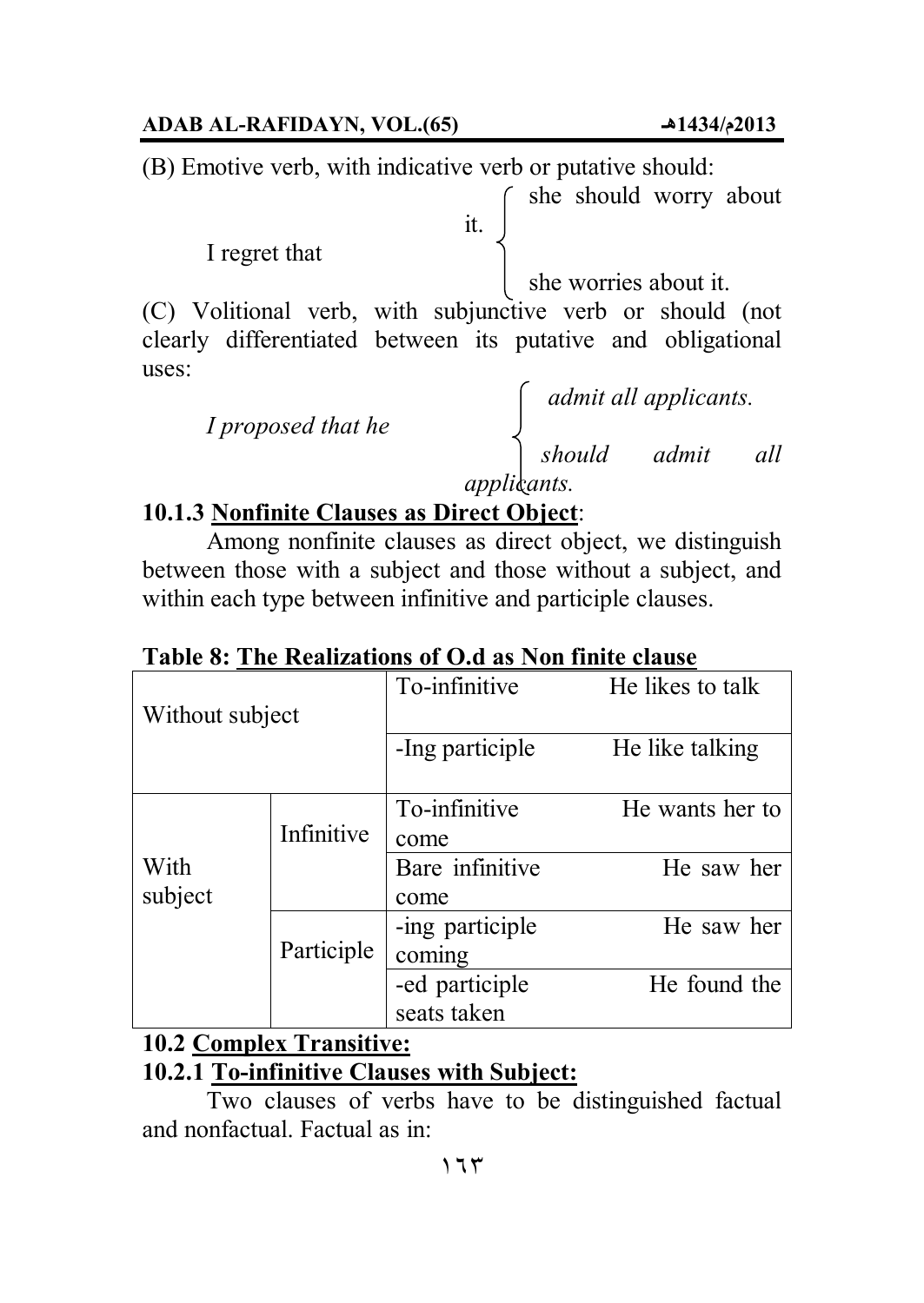(B) Emotive verb, with indicative verb or putative should:

I regret that { she should worry about it. / she worries about it. }

(C) Volitional verb, with subjunctive verb or should (not clearly differentiated between its putative and obligational uses:

*I proposed that he* { *admit all applicants.* / *should admit all applicants.* }

### 10.1.3 Nonfinite Clauses as Direct Object:

Among nonfinite clauses as direct object, we distinguish between those with a subject and those without a subject, and within each type between infinitive and participle clauses.

**Table 8: The Realizations of O.d as Non finite clause**

| | | | |
|---|---|---|---|
| Without subject | | To-infinitive | He likes to talk |
| | | -Ing participle | He like talking |
| With subject | Infinitive | To-infinitive | He wants her to come |
| | | Bare infinitive | He saw her come |
| | Participle | -ing participle | He saw her coming |
| | | -ed participle | He found the seats taken |

### 10.2 Complex Transitive:

### 10.2.1 To-infinitive Clauses with Subject:

Two clauses of verbs have to be distinguished factual and nonfactual. Factual as in: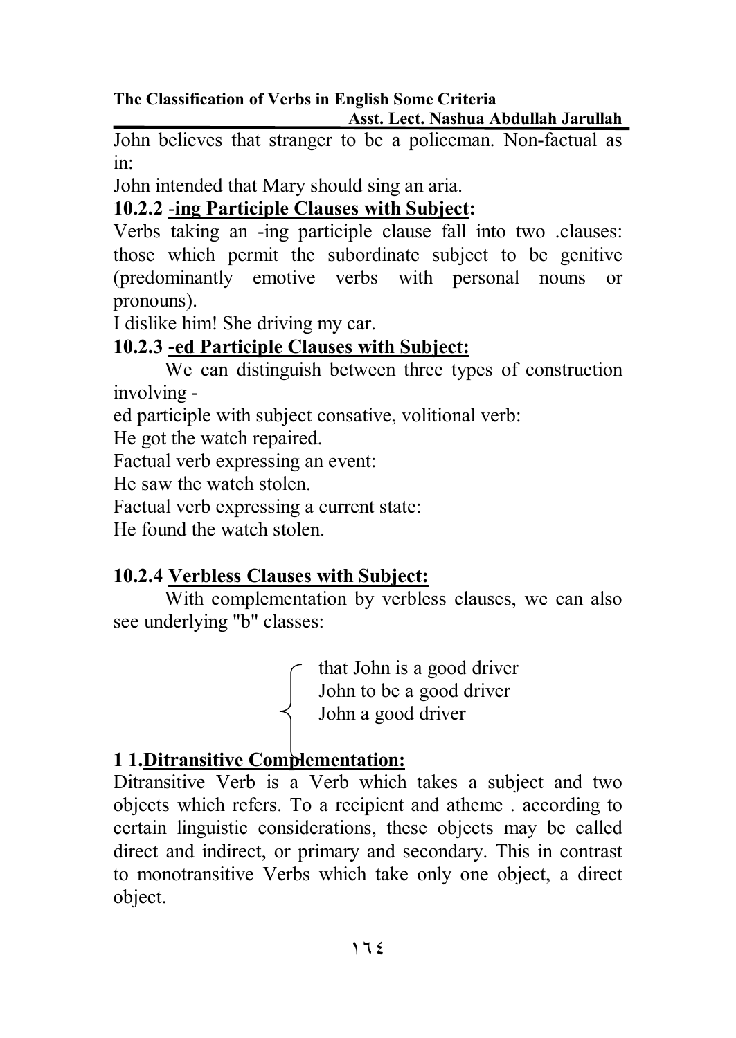John believes that stranger to be a policeman. Non-factual as in:

John intended that Mary should sing an aria.

### 10.2.2 -<u>ing Participle Clauses with Subject</u>:

Verbs taking an -ing participle clause fall into two .clauses: those which permit the subordinate subject to be genitive (predominantly emotive verbs with personal nouns or pronouns).

I dislike him! She driving my car.

### 10.2.3 <u>-ed Participle Clauses with Subject:</u>

We can distinguish between three types of construction involving -

ed participle with subject consative, volitional verb:

He got the watch repaired.

Factual verb expressing an event:

He saw the watch stolen.

Factual verb expressing a current state:

He found the watch stolen.

### 10.2.4 <u>Verbless Clauses with Subject:</u>

With complementation by verbless clauses, we can also see underlying "b" classes:

{ that John is a good driver
  John to be a good driver
  John a good driver

## 1 1.<u>Ditransitive Complementation:</u>

Ditransitive Verb is a Verb which takes a subject and two objects which refers. To a recipient and atheme . according to certain linguistic considerations, these objects may be called direct and indirect, or primary and secondary. This in contrast to monotransitive Verbs which take only one object, a direct object.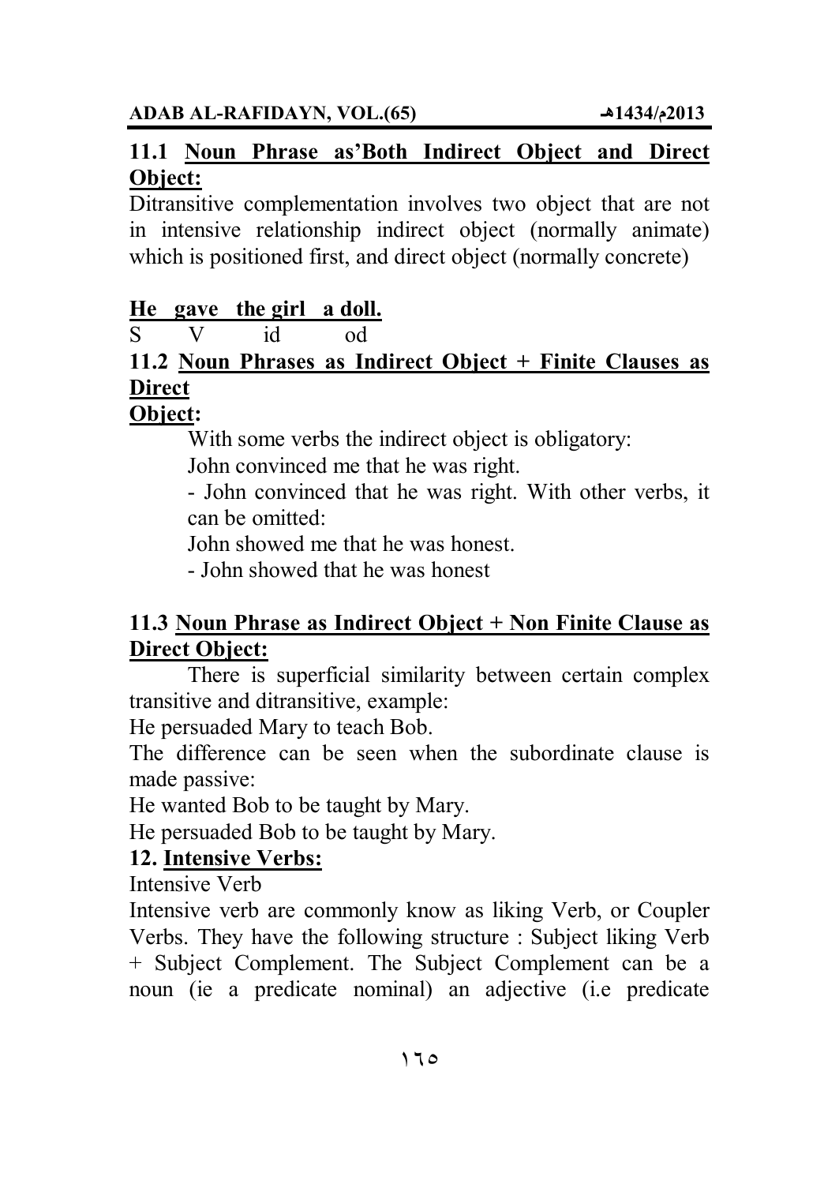### 11.1 <u>Noun Phrase as'Both Indirect Object and Direct Object:</u>

Ditransitive complementation involves two object that are not in intensive relationship indirect object (normally animate) which is positioned first, and direct object (normally concrete)

**<u>He gave the girl a doll.</u>**
S V id od

### 11.2 <u>Noun Phrases as Indirect Object + Finite Clauses as Direct Object</u>:

With some verbs the indirect object is obligatory:

John convinced me that he was right.

- John convinced that he was right. With other verbs, it can be omitted:

John showed me that he was honest.

- John showed that he was honest

### 11.3 <u>Noun Phrase as Indirect Object + Non Finite Clause as Direct Object:</u>

There is superficial similarity between certain complex transitive and ditransitive, example:

He persuaded Mary to teach Bob.

The difference can be seen when the subordinate clause is made passive:

He wanted Bob to be taught by Mary.

He persuaded Bob to be taught by Mary.

## 12. <u>Intensive Verbs:</u>

Intensive Verb

Intensive verb are commonly know as liking Verb, or Coupler Verbs. They have the following structure : Subject liking Verb + Subject Complement. The Subject Complement can be a noun (ie a predicate nominal) an adjective (i.e predicate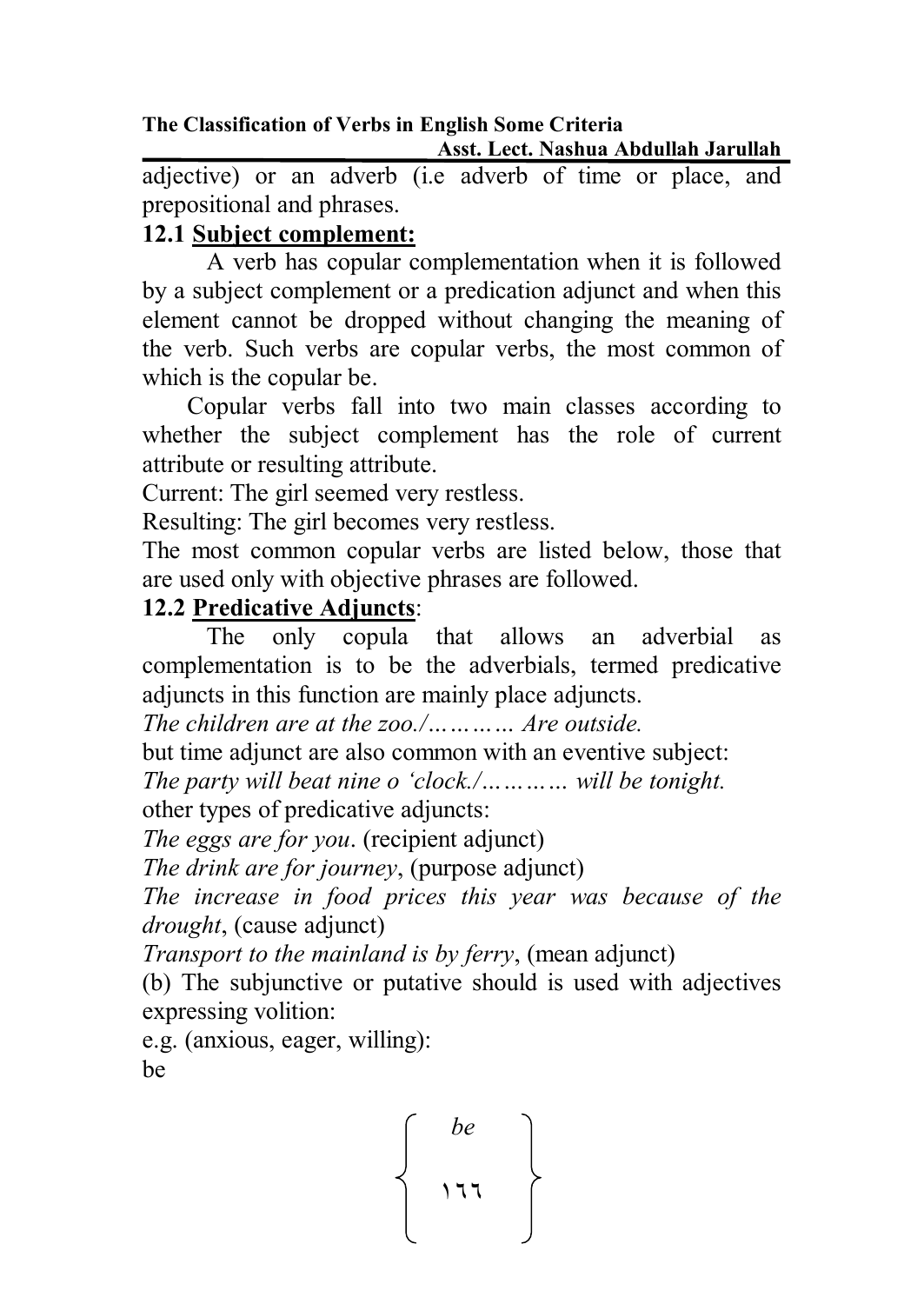adjective) or an adverb (i.e adverb of time or place, and prepositional and phrases.

**12.1 <u>Subject complement:</u>**

A verb has copular complementation when it is followed by a subject complement or a predication adjunct and when this element cannot be dropped without changing the meaning of the verb. Such verbs are copular verbs, the most common of which is the copular be.

Copular verbs fall into two main classes according to whether the subject complement has the role of current attribute or resulting attribute.

Current: The girl seemed very restless.

Resulting: The girl becomes very restless.

The most common copular verbs are listed below, those that are used only with objective phrases are followed.

**12.2 <u>Predicative Adjuncts</u>**:

The only copula that allows an adverbial as complementation is to be the adverbials, termed predicative adjuncts in this function are mainly place adjuncts.

*The children are at the zoo./………… Are outside.*

but time adjunct are also common with an eventive subject:

*The party will beat nine o 'clock./………… will be tonight.*

other types of predicative adjuncts:

*The eggs are for you*. (recipient adjunct)

*The drink are for journey*, (purpose adjunct)

*The increase in food prices this year was because of the drought*, (cause adjunct)

*Transport to the mainland is by ferry*, (mean adjunct)

(b) The subjunctive or putative should is used with adjectives expressing volition:

e.g. (anxious, eager, willing):

be

*be*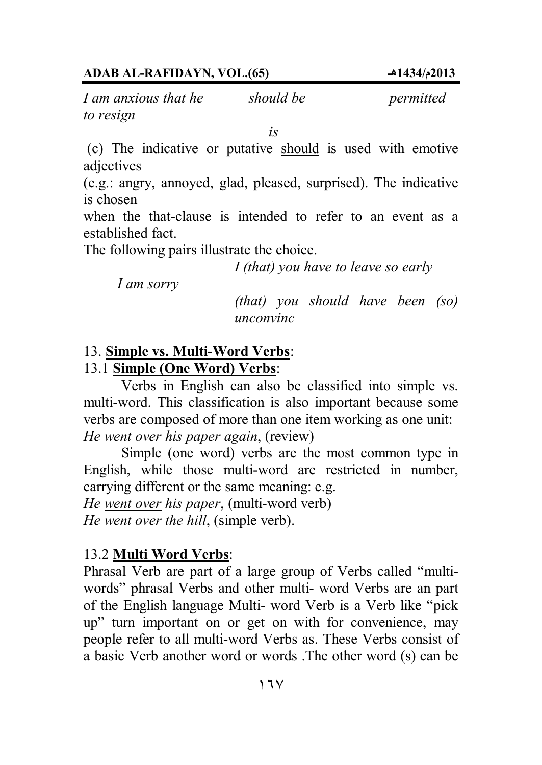*I am anxious that he* *should be* *permitted to resign*

*is*

(c) The indicative or putative <u>should</u> is used with emotive adjectives

(e.g.: angry, annoyed, glad, pleased, surprised). The indicative is chosen

when the that-clause is intended to refer to an event as a established fact.

The following pairs illustrate the choice.

*I (that) you have to leave so early*

*I am sorry*

*(that) you should have been (so) unconvinc*

## 13. **<u>Simple vs. Multi-Word Verbs</u>**:

### 13.1 **<u>Simple (One Word) Verbs</u>**:

Verbs in English can also be classified into simple vs. multi-word. This classification is also important because some verbs are composed of more than one item working as one unit: *He went over his paper again*, (review)

Simple (one word) verbs are the most common type in English, while those multi-word are restricted in number, carrying different or the same meaning: e.g.

*He <u>went over</u> his paper*, (multi-word verb)
*He <u>went</u> over the hill*, (simple verb).

### 13.2 **<u>Multi Word Verbs</u>**:

Phrasal Verb are part of a large group of Verbs called "multi-words" phrasal Verbs and other multi- word Verbs are an part of the English language Multi- word Verb is a Verb like "pick up" turn important on or get on with for convenience, may people refer to all multi-word Verbs as. These Verbs consist of a basic Verb another word or words .The other word (s) can be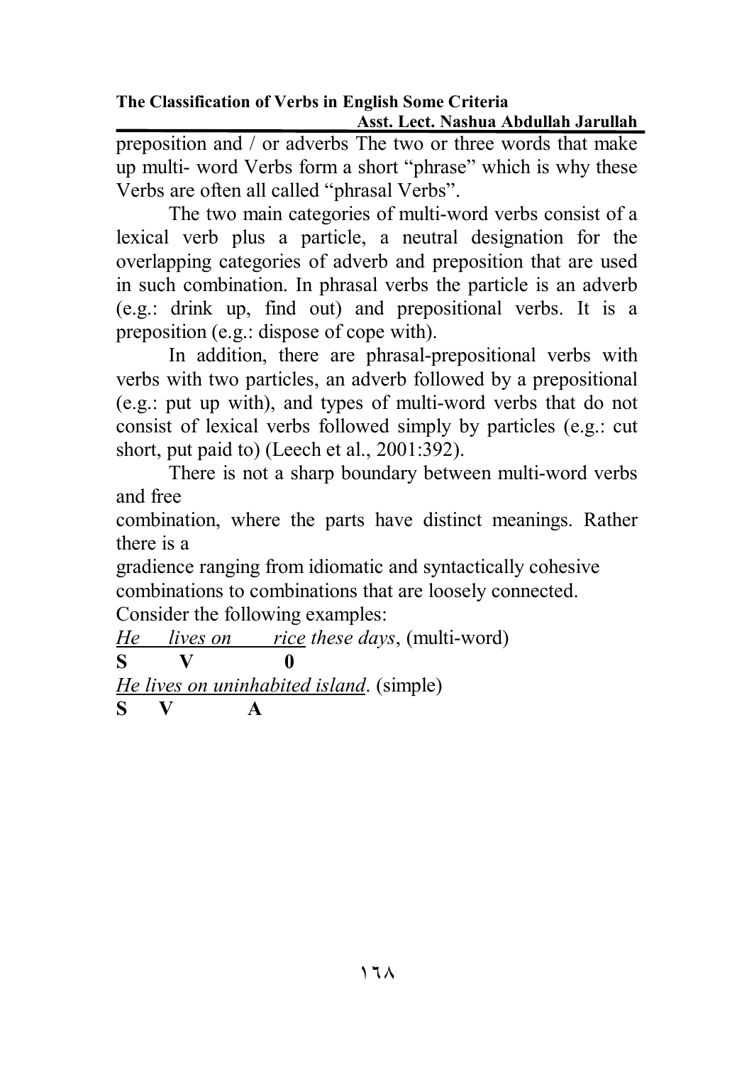preposition and / or adverbs The two or three words that make up multi- word Verbs form a short "phrase" which is why these Verbs are often all called "phrasal Verbs".

The two main categories of multi-word verbs consist of a lexical verb plus a particle, a neutral designation for the overlapping categories of adverb and preposition that are used in such combination. In phrasal verbs the particle is an adverb (e.g.: drink up, find out) and prepositional verbs. It is a preposition (e.g.: dispose of cope with).

In addition, there are phrasal-prepositional verbs with verbs with two particles, an adverb followed by a prepositional (e.g.: put up with), and types of multi-word verbs that do not consist of lexical verbs followed simply by particles (e.g.: cut short, put paid to) (Leech et al., 2001:392).

There is not a sharp boundary between multi-word verbs and free combination, where the parts have distinct meanings. Rather there is a gradience ranging from idiomatic and syntactically cohesive combinations to combinations that are loosely connected.

Consider the following examples:

*<u>He</u> <u>lives on</u> <u>rice</u> these days*, (multi-word)
**S V 0**

*<u>He lives on uninhabited island</u>*. (simple)
**S V A**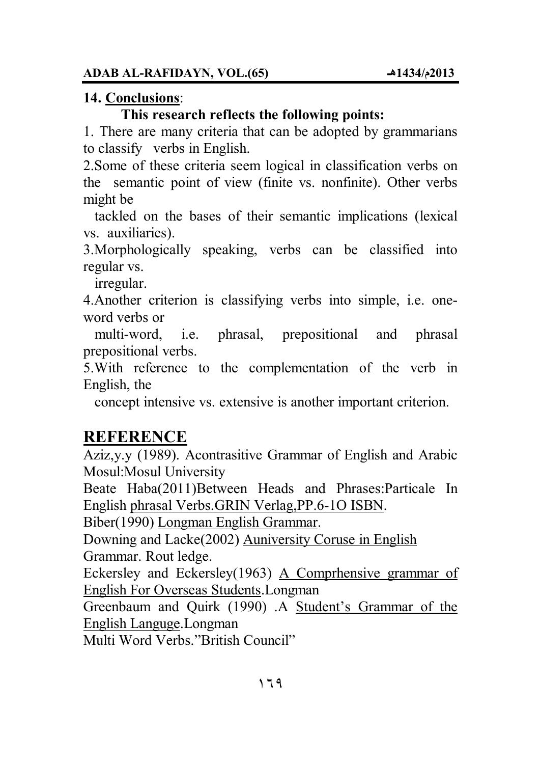## 14. **Conclusions**:

**This research reflects the following points:**

1. There are many criteria that can be adopted by grammarians to classify verbs in English.
2. Some of these criteria seem logical in classification verbs on the semantic point of view (finite vs. nonfinite). Other verbs might be tackled on the bases of their semantic implications (lexical vs. auxiliaries).
3. Morphologically speaking, verbs can be classified into regular vs. irregular.
4. Another criterion is classifying verbs into simple, i.e. one-word verbs or multi-word, i.e. phrasal, prepositional and phrasal prepositional verbs.
5. With reference to the complementation of the verb in English, the concept intensive vs. extensive is another important criterion.

## REFERENCE

Aziz,y.y (1989). Acontrasitive Grammar of English and Arabic Mosul:Mosul University

Beate Haba(2011)Between Heads and Phrases:Particale In English phrasal Verbs.GRIN Verlag,PP.6-1O ISBN.

Biber(1990) Longman English Grammar.

Downing and Lacke(2002) Auniversity Coruse in English Grammar. Rout ledge.

Eckersley and Eckersley(1963) A Comprhensive grammar of English For Overseas Students.Longman

Greenbaum and Quirk (1990) .A Student's Grammar of the English Languge.Longman

Multi Word Verbs."British Council"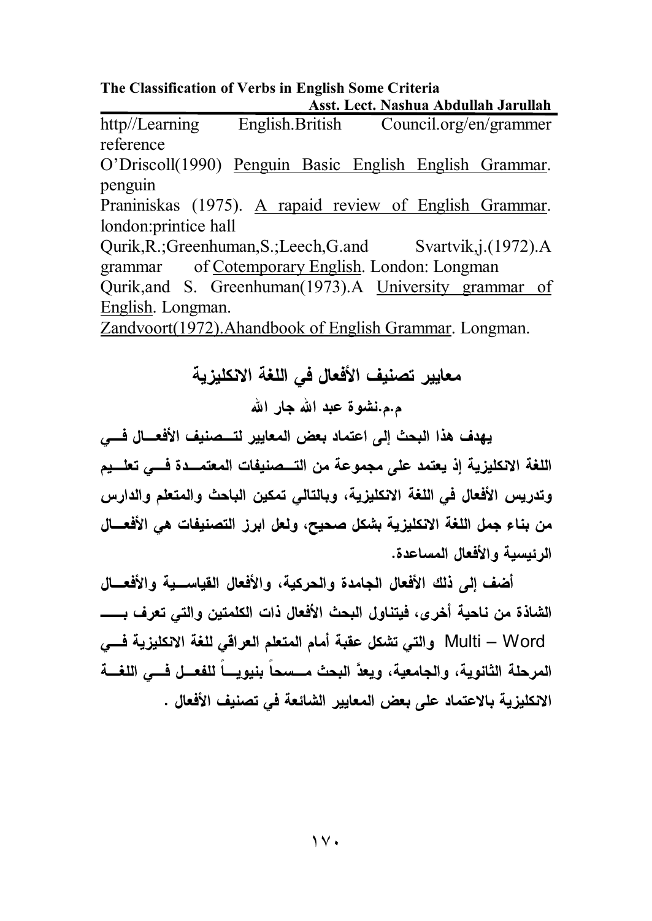http//Learning English.British Council.org/en/grammer reference

O'Driscoll(1990) Penguin Basic English English Grammar. penguin

Praniniskas (1975). A rapaid review of English Grammar. london:printice hall

Qurik,R.;Greenhuman,S.;Leech,G.and Svartvik,j.(1972).A grammar of Cotemporary English. London: Longman

Qurik,and S. Greenhuman(1973).A University grammar of English. Longman.

Zandvoort(1972).Ahandbook of English Grammar. Longman.

## معايير تصنيف الأفعال في اللغة الانكليزية

**م.م.نشوة عبد الله جار الله**

**يهدف هذا البحث إلى اعتماد بعض المعايير لتصنيف الأفعال في اللغة الانكليزية إذ يعتمد على مجموعة من التصنيفات المعتمدة في تعليم وتدريس الأفعال في اللغة الانكليزية، وبالتالي تمكين الباحث والمتعلم والدارس من بناء جمل اللغة الانكليزية بشكل صحيح، ولعل ابرز التصنيفات هي الأفعال الرئيسية والأفعال المساعدة.**

**أضف إلى ذلك الأفعال الجامدة والحركية، والأفعال القياسية والأفعال الشاذة من ناحية أخرى، فيتناول البحث الأفعال ذات الكلمتين والتي تعرف بـ Multi – Word والتي تشكل عقبة أمام المتعلم العراقي للغة الانكليزية في المرحلة الثانوية، والجامعية، ويعدّ البحث مسحاً بنيوياً للفعل في اللغة الانكليزية بالاعتماد على بعض المعايير الشائعة في تصنيف الأفعال .**